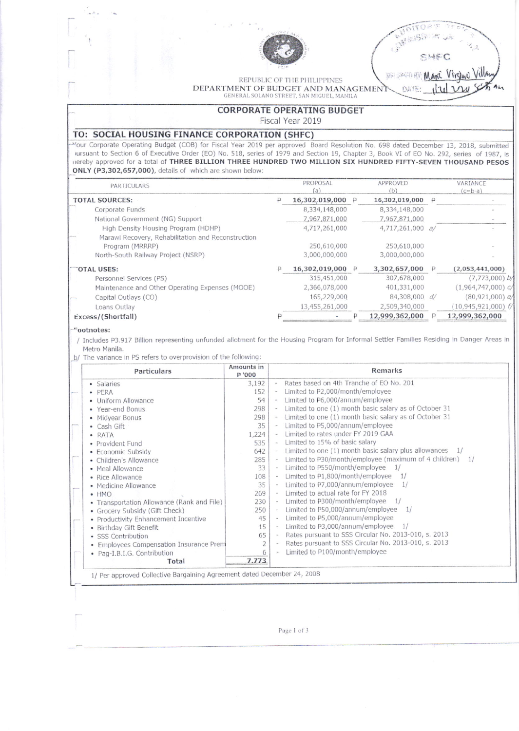REPUBLIC OF THE PHILIPPINES
DEPARTMENT OF BUDGET AND MANAGEMENT
GENERAL SOLANO STREET, SAN MIGUEL, MANILA

SHFC
RECEIVED BY: Mari Virginie Villan
DATE: 1/21/2020 5:08 am

## CORPORATE OPERATING BUDGET
Fiscal Year 2019

### TO: SOCIAL HOUSING FINANCE CORPORATION (SHFC)

Your Corporate Operating Budget (COB) for Fiscal Year 2019 per approved Board Resolution No. 698 dated December 13, 2018, submitted pursuant to Section 6 of Executive Order (EO) No. 518, series of 1979 and Section 19, Chapter 3, Book VI of EO No. 292, series of 1987, is hereby approved for a total of **THREE BILLION THREE HUNDRED TWO MILLION SIX HUNDRED FIFTY-SEVEN THOUSAND PESOS ONLY (P3,302,657,000)**, details of which are shown below:

| PARTICULARS | PROPOSAL (a) | APPROVED (b) | VARIANCE (c=b-a) |
|---|---|---|---|
| **TOTAL SOURCES:** | P **16,302,019,000** | P **16,302,019,000** | P - |
| Corporate Funds | 8,334,148,000 | 8,334,148,000 | - |
| National Government (NG) Support | 7,967,871,000 | 7,967,871,000 | - |
| High Density Housing Program (HDHP) | 4,717,261,000 | 4,717,261,000 a/ | - |
| Marawi Recovery, Rehabilitation and Reconstruction Program (MRRRP) | 250,610,000 | 250,610,000 | - |
| North-South Railway Project (NSRP) | 3,000,000,000 | 3,000,000,000 | - |
| **TOTAL USES:** | P **16,302,019,000** | P **3,302,657,000** | P **(2,053,441,000)** |
| Personnel Services (PS) | 315,451,000 | 307,678,000 | (7,773,000) b/ |
| Maintenance and Other Operating Expenses (MOOE) | 2,366,078,000 | 401,331,000 | (1,964,747,000) c/ |
| Capital Outlays (CO) | 165,229,000 | 84,308,000 d/ | (80,921,000) e/ |
| Loans Outlay | 13,455,261,000 | 2,509,340,000 | (10,945,921,000) f/ |
| **Excess/(Shortfall)** | P - | P **12,999,362,000** | P **12,999,362,000** |

**Footnotes:**

a/ Includes P3.917 Billion representing unfunded allotment for the Housing Program for Informal Settler Families Residing in Danger Areas in Metro Manila.

b/ The variance in PS refers to overprovision of the following:

| Particulars | Amounts in P '000 | Remarks |
|---|---|---|
| • Salaries | 3,192 | - Rates based on 4th Tranche of EO No. 201 |
| • PERA | 152 | - Limited to P2,000/month/employee |
| • Uniform Allowance | 54 | - Limited to P6,000/annum/employee |
| • Year-end Bonus | 298 | - Limited to one (1) month basic salary as of October 31 |
| • Midyear Bonus | 298 | - Limited to one (1) month basic salary as of October 31 |
| • Cash Gift | 35 | - Limited to P5,000/annum/employee |
| • RATA | 1,224 | - Limited to rates under FY 2019 GAA |
| • Provident Fund | 535 | - Limited to 15% of basic salary |
| • Economic Subsidy | 642 | - Limited to one (1) month basic salary plus allowances 1/ |
| • Children's Allowance | 285 | - Limited to P30/month/employee (maximum of 4 children) 1/ |
| • Meal Allowance | 33 | - Limited to P550/month/employee 1/ |
| • Rice Allowance | 108 | - Limited to P1,800/month/employee 1/ |
| • Medicine Allowance | 35 | - Limited to P7,000/annum/employee 1/ |
| • HMO | 269 | - Limited to actual rate for FY 2018 |
| • Transportation Allowance (Rank and File) | 230 | - Limited to P300/month/employee 1/ |
| • Grocery Subsidy (Gift Check) | 250 | - Limited to P50,000/annum/employee 1/ |
| • Productivity Enhancement Incentive | 45 | - Limited to P5,000/annum/employee |
| • Birthday Gift Benefit | 15 | - Limited to P3,000/annum/employee 1/ |
| • SSS Contribution | 65 | - Rates pursuant to SSS Circular No. 2013-010, s. 2013 |
| • Employees Compensation Insurance Prem | 2 | - Rates pursuant to SSS Circular No. 2013-010, s. 2013 |
| • Pag-I.B.I.G. Contribution | 6 | - Limited to P100/month/employee |
| **Total** | **7,773** | |

1/ Per approved Collective Bargaining Agreement dated December 24, 2008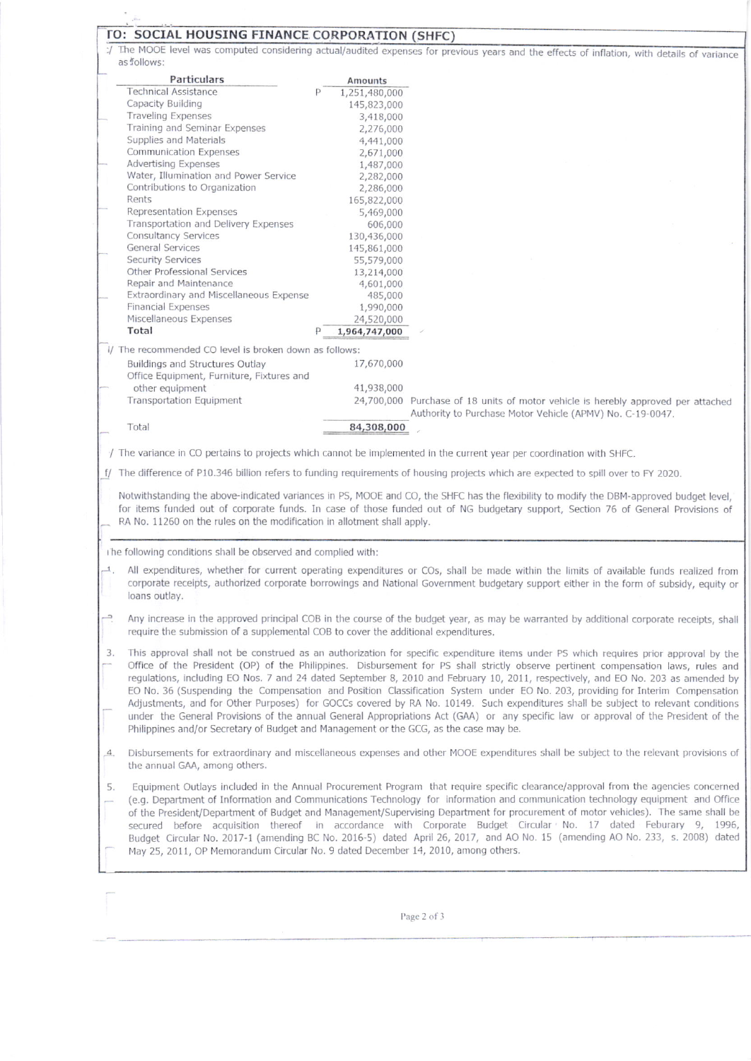## TO: SOCIAL HOUSING FINANCE CORPORATION (SHFC)

:/ The MOOE level was computed considering actual/audited expenses for previous years and the effects of inflation, with details of variance as follows:

| Particulars | Amounts |
|---|---|
| Technical Assistance | P 1,251,480,000 |
| Capacity Building | 145,823,000 |
| Traveling Expenses | 3,418,000 |
| Training and Seminar Expenses | 2,276,000 |
| Supplies and Materials | 4,441,000 |
| Communication Expenses | 2,671,000 |
| Advertising Expenses | 1,487,000 |
| Water, Illumination and Power Service | 2,282,000 |
| Contributions to Organization | 2,286,000 |
| Rents | 165,822,000 |
| Representation Expenses | 5,469,000 |
| Transportation and Delivery Expenses | 606,000 |
| Consultancy Services | 130,436,000 |
| General Services | 145,861,000 |
| Security Services | 55,579,000 |
| Other Professional Services | 13,214,000 |
| Repair and Maintenance | 4,601,000 |
| Extraordinary and Miscellaneous Expense | 485,000 |
| Financial Expenses | 1,990,000 |
| Miscellaneous Expenses | 24,520,000 |
| **Total** | P **1,964,747,000** |

i/ The recommended CO level is broken down as follows:

| | | |
|---|---|---|
| Buildings and Structures Outlay | 17,670,000 | |
| Office Equipment, Furniture, Fixtures and other equipment | 41,938,000 | |
| Transportation Equipment | 24,700,000 | Purchase of 18 units of motor vehicle is hereby approved per attached Authority to Purchase Motor Vehicle (APMV) No. C-19-0047. |
| Total | 84,308,000 | |

/ The variance in CO pertains to projects which cannot be implemented in the current year per coordination with SHFC.

f/ The difference of P10.346 billion refers to funding requirements of housing projects which are expected to spill over to FY 2020.

Notwithstanding the above-indicated variances in PS, MOOE and CO, the SHFC has the flexibility to modify the DBM-approved budget level, for items funded out of corporate funds. In case of those funded out of NG budgetary support, Section 76 of General Provisions of RA No. 11260 on the rules on the modification in allotment shall apply.

The following conditions shall be observed and complied with:

1. All expenditures, whether for current operating expenditures or COs, shall be made within the limits of available funds realized from corporate receipts, authorized corporate borrowings and National Government budgetary support either in the form of subsidy, equity or loans outlay.

2. Any increase in the approved principal COB in the course of the budget year, as may be warranted by additional corporate receipts, shall require the submission of a supplemental COB to cover the additional expenditures.

3. This approval shall not be construed as an authorization for specific expenditure items under PS which requires prior approval by the Office of the President (OP) of the Philippines. Disbursement for PS shall strictly observe pertinent compensation laws, rules and regulations, including EO Nos. 7 and 24 dated September 8, 2010 and February 10, 2011, respectively, and EO No. 203 as amended by EO No. 36 (Suspending the Compensation and Position Classification System under EO No. 203, providing for Interim Compensation Adjustments, and for Other Purposes) for GOCCs covered by RA No. 10149. Such expenditures shall be subject to relevant conditions under the General Provisions of the annual General Appropriations Act (GAA) or any specific law or approval of the President of the Philippines and/or Secretary of Budget and Management or the GCG, as the case may be.

4. Disbursements for extraordinary and miscellaneous expenses and other MOOE expenditures shall be subject to the relevant provisions of the annual GAA, among others.

5. Equipment Outlays included in the Annual Procurement Program that require specific clearance/approval from the agencies concerned (e.g. Department of Information and Communications Technology for information and communication technology equipment and Office of the President/Department of Budget and Management/Supervising Department for procurement of motor vehicles). The same shall be secured before acquisition thereof in accordance with Corporate Budget Circular No. 17 dated Feburary 9, 1996, Budget Circular No. 2017-1 (amending BC No. 2016-5) dated April 26, 2017, and AO No. 15 (amending AO No. 233, s. 2008) dated May 25, 2011, OP Memorandum Circular No. 9 dated December 14, 2010, among others.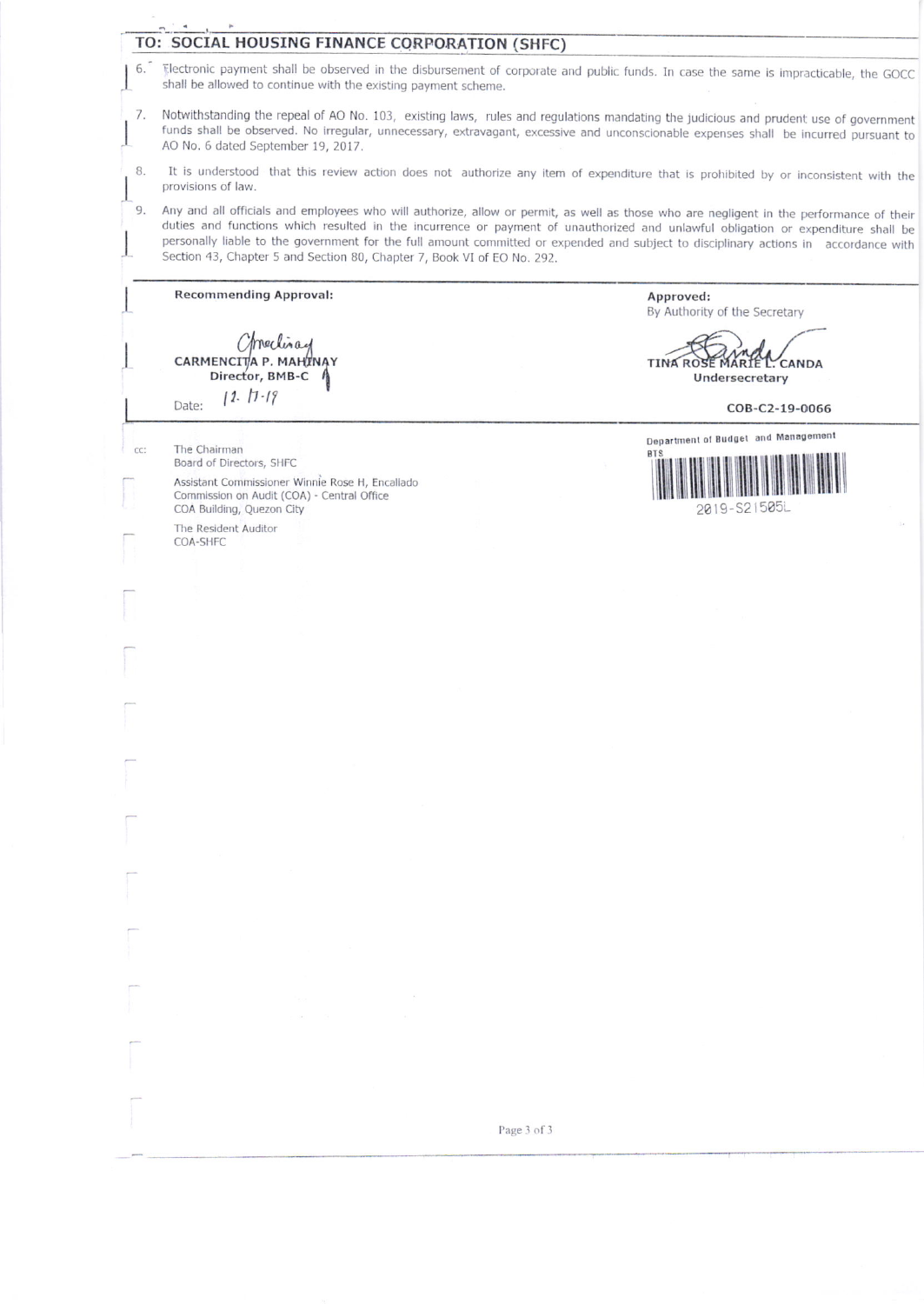## TO: SOCIAL HOUSING FINANCE CORPORATION (SHFC)

6. Electronic payment shall be observed in the disbursement of corporate and public funds. In case the same is impracticable, the GOCC shall be allowed to continue with the existing payment scheme.

7. Notwithstanding the repeal of AO No. 103, existing laws, rules and regulations mandating the judicious and prudent use of government funds shall be observed. No irregular, unnecessary, extravagant, excessive and unconscionable expenses shall be incurred pursuant to AO No. 6 dated September 19, 2017.

8. It is understood that this review action does not authorize any item of expenditure that is prohibited by or inconsistent with the provisions of law.

9. Any and all officials and employees who will authorize, allow or permit, as well as those who are negligent in the performance of their duties and functions which resulted in the incurrence or payment of unauthorized and unlawful obligation or expenditure shall be personally liable to the government for the full amount committed or expended and subject to disciplinary actions in accordance with Section 43, Chapter 5 and Section 80, Chapter 7, Book VI of EO No. 292.

**Recommending Approval:**

**CARMENCITA P. MAHINAY**
**Director, BMB-C**

Date: 12.17.19

**Approved:**
By Authority of the Secretary

**TINA ROSE MARIE L. CANDA**
**Undersecretary**

**COB-C2-19-0066**

cc: The Chairman
Board of Directors, SHFC

Assistant Commissioner Winnie Rose H. Encallado
Commission on Audit (COA) - Central Office
COA Building, Quezon City

The Resident Auditor
COA-SHFC

Department of Budget and Management
BTS
2019-S21505L